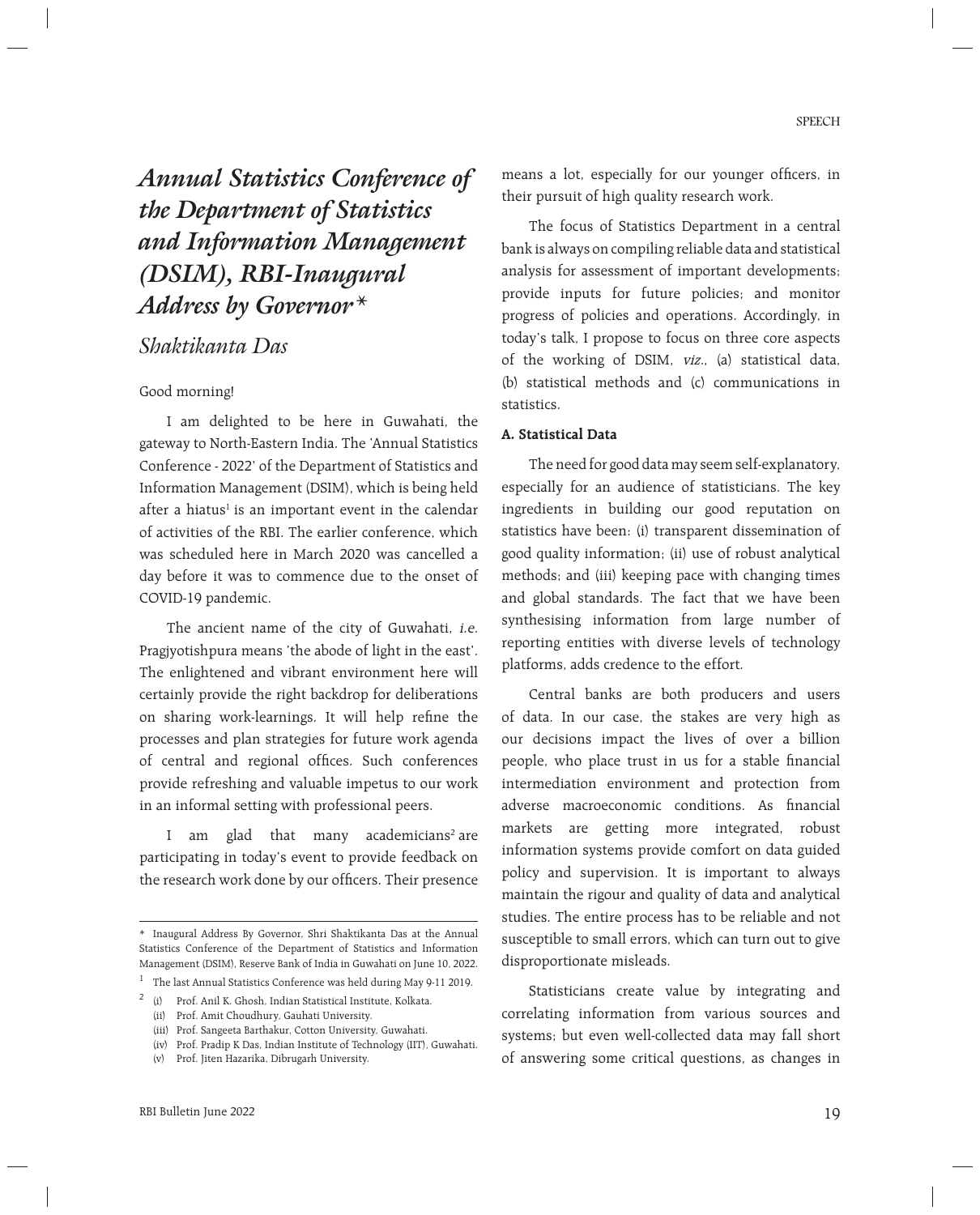# Annual Statistics Conference of the Department of Statistics and Information Management (DSIM), RBI-Inaugural Address by Governor*

## Shaktikanta Das

Good morning!

I am delighted to be here in Guwahati, the gateway to North-Eastern India. The 'Annual Statistics Conference - 2022' of the Department of Statistics and Information Management (DSIM), which is being held after a hiatus[1] is an important event in the calendar of activities of the RBI. The earlier conference, which was scheduled here in March 2020 was cancelled a day before it was to commence due to the onset of COVID-19 pandemic.

The ancient name of the city of Guwahati, *i.e.* Pragjyotishpura means 'the abode of light in the east'. The enlightened and vibrant environment here will certainly provide the right backdrop for deliberations on sharing work-learnings. It will help refine the processes and plan strategies for future work agenda of central and regional offices. Such conferences provide refreshing and valuable impetus to our work in an informal setting with professional peers.

I am glad that many academicians[2] are participating in today's event to provide feedback on the research work done by our officers. Their presence means a lot, especially for our younger officers, in their pursuit of high quality research work.

The focus of Statistics Department in a central bank is always on compiling reliable data and statistical analysis for assessment of important developments; provide inputs for future policies; and monitor progress of policies and operations. Accordingly, in today's talk, I propose to focus on three core aspects of the working of DSIM, *viz.*, (a) statistical data, (b) statistical methods and (c) communications in statistics.

**A. Statistical Data**

The need for good data may seem self-explanatory, especially for an audience of statisticians. The key ingredients in building our good reputation on statistics have been: (i) transparent dissemination of good quality information; (ii) use of robust analytical methods; and (iii) keeping pace with changing times and global standards. The fact that we have been synthesising information from large number of reporting entities with diverse levels of technology platforms, adds credence to the effort.

Central banks are both producers and users of data. In our case, the stakes are very high as our decisions impact the lives of over a billion people, who place trust in us for a stable financial intermediation environment and protection from adverse macroeconomic conditions. As financial markets are getting more integrated, robust information systems provide comfort on data guided policy and supervision. It is important to always maintain the rigour and quality of data and analytical studies. The entire process has to be reliable and not susceptible to small errors, which can turn out to give disproportionate misleads.

Statisticians create value by integrating and correlating information from various sources and systems; but even well-collected data may fall short of answering some critical questions, as changes in

---

\* Inaugural Address By Governor, Shri Shaktikanta Das at the Annual Statistics Conference of the Department of Statistics and Information Management (DSIM), Reserve Bank of India in Guwahati on June 10, 2022.

[1] The last Annual Statistics Conference was held during May 9-11 2019.

[2] (i) Prof. Anil K. Ghosh, Indian Statistical Institute, Kolkata.
(ii) Prof. Amit Choudhury, Gauhati University.
(iii) Prof. Sangeeta Barthakur, Cotton University, Guwahati.
(iv) Prof. Pradip K Das, Indian Institute of Technology (IIT), Guwahati.
(v) Prof. Jiten Hazarika, Dibrugarh University.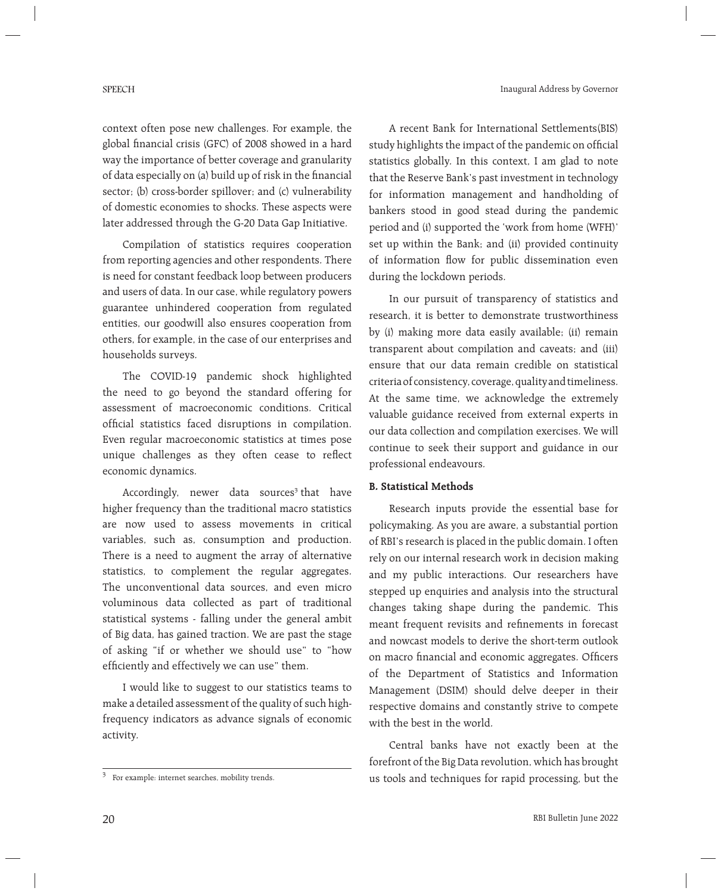context often pose new challenges. For example, the global financial crisis (GFC) of 2008 showed in a hard way the importance of better coverage and granularity of data especially on (a) build up of risk in the financial sector; (b) cross-border spillover; and (c) vulnerability of domestic economies to shocks. These aspects were later addressed through the G-20 Data Gap Initiative.

Compilation of statistics requires cooperation from reporting agencies and other respondents. There is need for constant feedback loop between producers and users of data. In our case, while regulatory powers guarantee unhindered cooperation from regulated entities, our goodwill also ensures cooperation from others, for example, in the case of our enterprises and households surveys.

The COVID-19 pandemic shock highlighted the need to go beyond the standard offering for assessment of macroeconomic conditions. Critical official statistics faced disruptions in compilation. Even regular macroeconomic statistics at times pose unique challenges as they often cease to reflect economic dynamics.

Accordingly, newer data sources[3] that have higher frequency than the traditional macro statistics are now used to assess movements in critical variables, such as, consumption and production. There is a need to augment the array of alternative statistics, to complement the regular aggregates. The unconventional data sources, and even micro voluminous data collected as part of traditional statistical systems - falling under the general ambit of Big data, has gained traction. We are past the stage of asking "if or whether we should use" to "how efficiently and effectively we can use" them.

I would like to suggest to our statistics teams to make a detailed assessment of the quality of such high-frequency indicators as advance signals of economic activity.

[3] For example: internet searches, mobility trends.

A recent Bank for International Settlements(BIS) study highlights the impact of the pandemic on official statistics globally. In this context, I am glad to note that the Reserve Bank's past investment in technology for information management and handholding of bankers stood in good stead during the pandemic period and (i) supported the 'work from home (WFH)' set up within the Bank; and (ii) provided continuity of information flow for public dissemination even during the lockdown periods.

In our pursuit of transparency of statistics and research, it is better to demonstrate trustworthiness by (i) making more data easily available; (ii) remain transparent about compilation and caveats; and (iii) ensure that our data remain credible on statistical criteria of consistency, coverage, quality and timeliness. At the same time, we acknowledge the extremely valuable guidance received from external experts in our data collection and compilation exercises. We will continue to seek their support and guidance in our professional endeavours.

**B. Statistical Methods**

Research inputs provide the essential base for policymaking. As you are aware, a substantial portion of RBI's research is placed in the public domain. I often rely on our internal research work in decision making and my public interactions. Our researchers have stepped up enquiries and analysis into the structural changes taking shape during the pandemic. This meant frequent revisits and refinements in forecast and nowcast models to derive the short-term outlook on macro financial and economic aggregates. Officers of the Department of Statistics and Information Management (DSIM) should delve deeper in their respective domains and constantly strive to compete with the best in the world.

Central banks have not exactly been at the forefront of the Big Data revolution, which has brought us tools and techniques for rapid processing, but the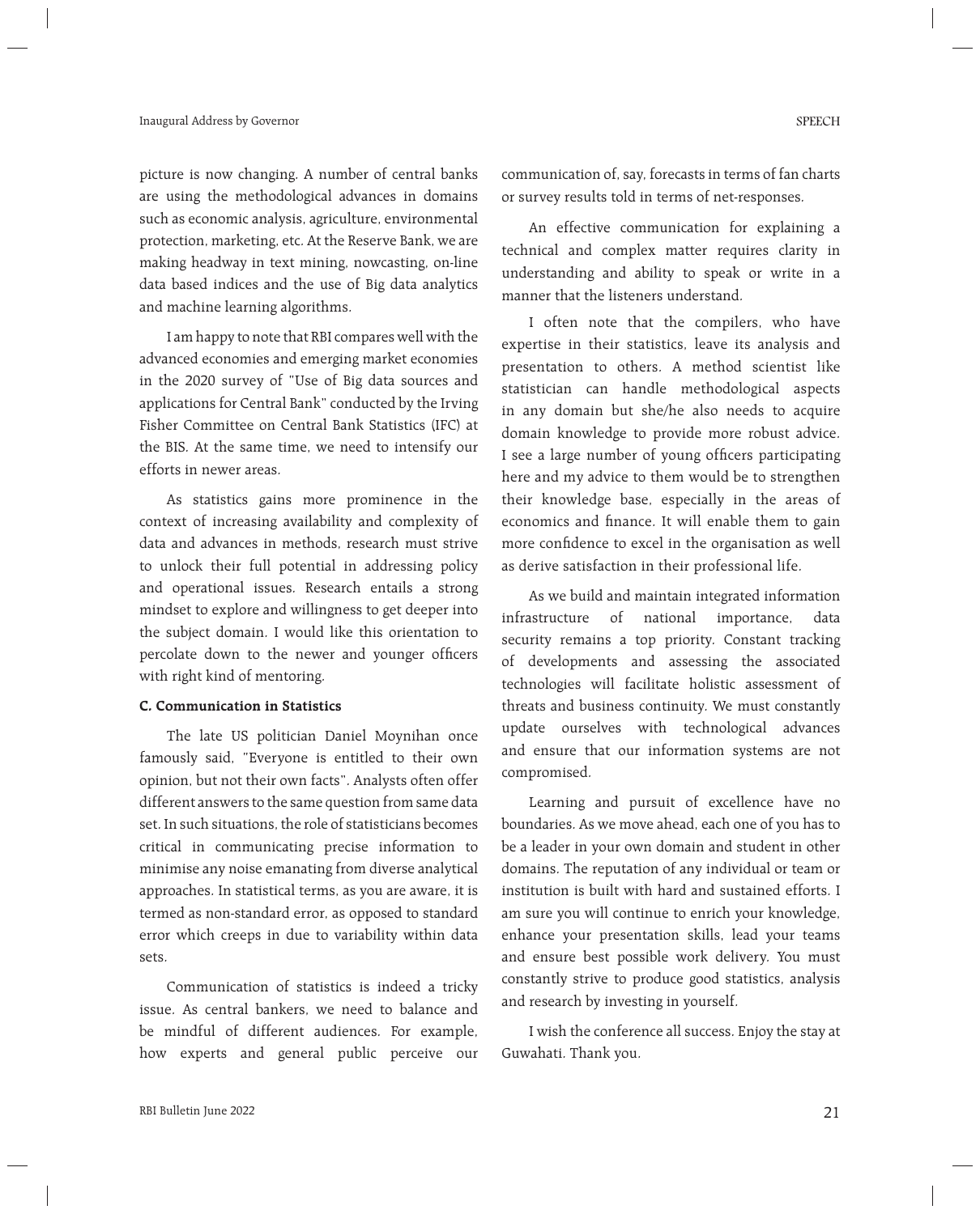picture is now changing. A number of central banks are using the methodological advances in domains such as economic analysis, agriculture, environmental protection, marketing, etc. At the Reserve Bank, we are making headway in text mining, nowcasting, on-line data based indices and the use of Big data analytics and machine learning algorithms.

I am happy to note that RBI compares well with the advanced economies and emerging market economies in the 2020 survey of "Use of Big data sources and applications for Central Bank" conducted by the Irving Fisher Committee on Central Bank Statistics (IFC) at the BIS. At the same time, we need to intensify our efforts in newer areas.

As statistics gains more prominence in the context of increasing availability and complexity of data and advances in methods, research must strive to unlock their full potential in addressing policy and operational issues. Research entails a strong mindset to explore and willingness to get deeper into the subject domain. I would like this orientation to percolate down to the newer and younger officers with right kind of mentoring.

**C. Communication in Statistics**

The late US politician Daniel Moynihan once famously said, "Everyone is entitled to their own opinion, but not their own facts". Analysts often offer different answers to the same question from same data set. In such situations, the role of statisticians becomes critical in communicating precise information to minimise any noise emanating from diverse analytical approaches. In statistical terms, as you are aware, it is termed as non-standard error, as opposed to standard error which creeps in due to variability within data sets.

Communication of statistics is indeed a tricky issue. As central bankers, we need to balance and be mindful of different audiences. For example, how experts and general public perceive our communication of, say, forecasts in terms of fan charts or survey results told in terms of net-responses.

An effective communication for explaining a technical and complex matter requires clarity in understanding and ability to speak or write in a manner that the listeners understand.

I often note that the compilers, who have expertise in their statistics, leave its analysis and presentation to others. A method scientist like statistician can handle methodological aspects in any domain but she/he also needs to acquire domain knowledge to provide more robust advice. I see a large number of young officers participating here and my advice to them would be to strengthen their knowledge base, especially in the areas of economics and finance. It will enable them to gain more confidence to excel in the organisation as well as derive satisfaction in their professional life.

As we build and maintain integrated information infrastructure of national importance, data security remains a top priority. Constant tracking of developments and assessing the associated technologies will facilitate holistic assessment of threats and business continuity. We must constantly update ourselves with technological advances and ensure that our information systems are not compromised.

Learning and pursuit of excellence have no boundaries. As we move ahead, each one of you has to be a leader in your own domain and student in other domains. The reputation of any individual or team or institution is built with hard and sustained efforts. I am sure you will continue to enrich your knowledge, enhance your presentation skills, lead your teams and ensure best possible work delivery. You must constantly strive to produce good statistics, analysis and research by investing in yourself.

I wish the conference all success. Enjoy the stay at Guwahati. Thank you.